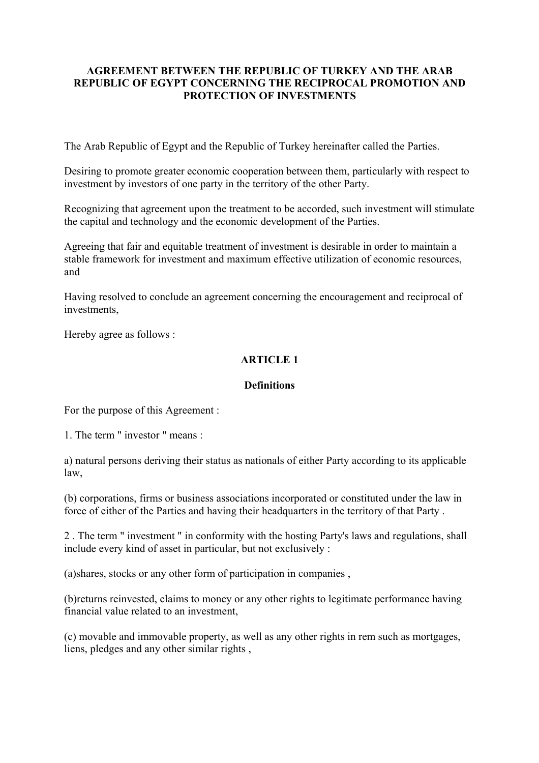# AGREEMENT BETWEEN THE REPUBLIC OF TURKEY AND THE ARAB REPUBLIC OF EGYPT CONCERNING THE RECIPROCAL PROMOTION AND PROTECTION OF INVESTMENTS

The Arab Republic of Egypt and the Republic of Turkey hereinafter called the Parties.

Desiring to promote greater economic cooperation between them, particularly with respect to investment by investors of one party in the territory of the other Party.

Recognizing that agreement upon the treatment to be accorded, such investment will stimulate the capital and technology and the economic development of the Parties.

Agreeing that fair and equitable treatment of investment is desirable in order to maintain a stable framework for investment and maximum effective utilization of economic resources, and

Having resolved to conclude an agreement concerning the encouragement and reciprocal of investments,

Hereby agree as follows :

## ARTICLE 1

### Definitions

For the purpose of this Agreement :

1. The term " investor " means :

a) natural persons deriving their status as nationals of either Party according to its applicable law,

(b) corporations, firms or business associations incorporated or constituted under the law in force of either of the Parties and having their headquarters in the territory of that Party .

2 . The term " investment " in conformity with the hosting Party's laws and regulations, shall include every kind of asset in particular, but not exclusively :

(a)shares, stocks or any other form of participation in companies ,

(b)returns reinvested, claims to money or any other rights to legitimate performance having financial value related to an investment,

(c) movable and immovable property, as well as any other rights in rem such as mortgages, liens, pledges and any other similar rights ,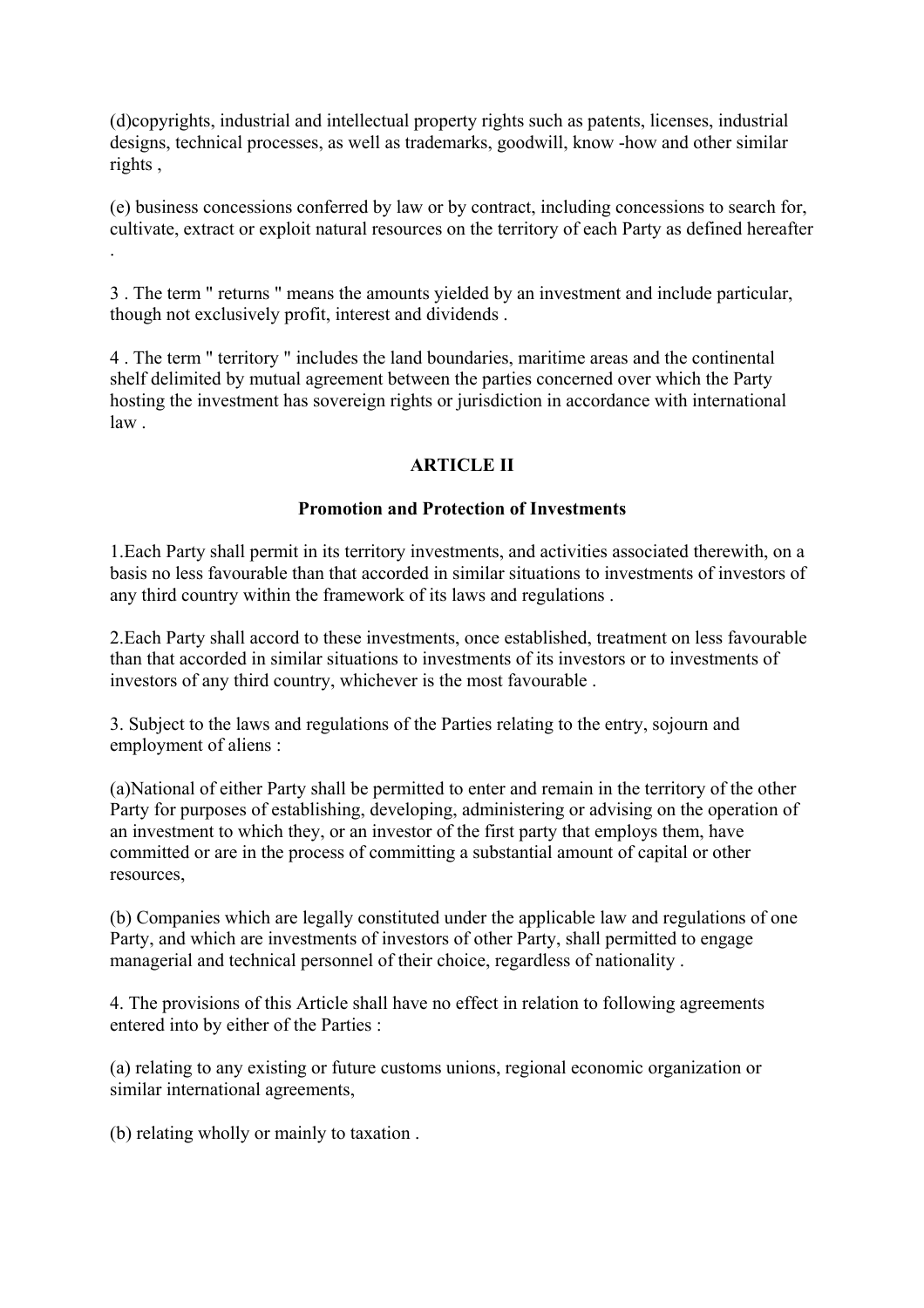(d)copyrights, industrial and intellectual property rights such as patents, licenses, industrial designs, technical processes, as well as trademarks, goodwill, know -how and other similar rights ,

(e) business concessions conferred by law or by contract, including concessions to search for, cultivate, extract or exploit natural resources on the territory of each Party as defined hereafter .

3 . The term " returns " means the amounts yielded by an investment and include particular, though not exclusively profit, interest and dividends .

4 . The term " territory " includes the land boundaries, maritime areas and the continental shelf delimited by mutual agreement between the parties concerned over which the Party hosting the investment has sovereign rights or jurisdiction in accordance with international law .

## ARTICLE II

### Promotion and Protection of Investments

1.Each Party shall permit in its territory investments, and activities associated therewith, on a basis no less favourable than that accorded in similar situations to investments of investors of any third country within the framework of its laws and regulations .

2.Each Party shall accord to these investments, once established, treatment on less favourable than that accorded in similar situations to investments of its investors or to investments of investors of any third country, whichever is the most favourable .

3. Subject to the laws and regulations of the Parties relating to the entry, sojourn and employment of aliens :

(a)National of either Party shall be permitted to enter and remain in the territory of the other Party for purposes of establishing, developing, administering or advising on the operation of an investment to which they, or an investor of the first party that employs them, have committed or are in the process of committing a substantial amount of capital or other resources,

(b) Companies which are legally constituted under the applicable law and regulations of one Party, and which are investments of investors of other Party, shall permitted to engage managerial and technical personnel of their choice, regardless of nationality .

4. The provisions of this Article shall have no effect in relation to following agreements entered into by either of the Parties :

(a) relating to any existing or future customs unions, regional economic organization or similar international agreements,

(b) relating wholly or mainly to taxation .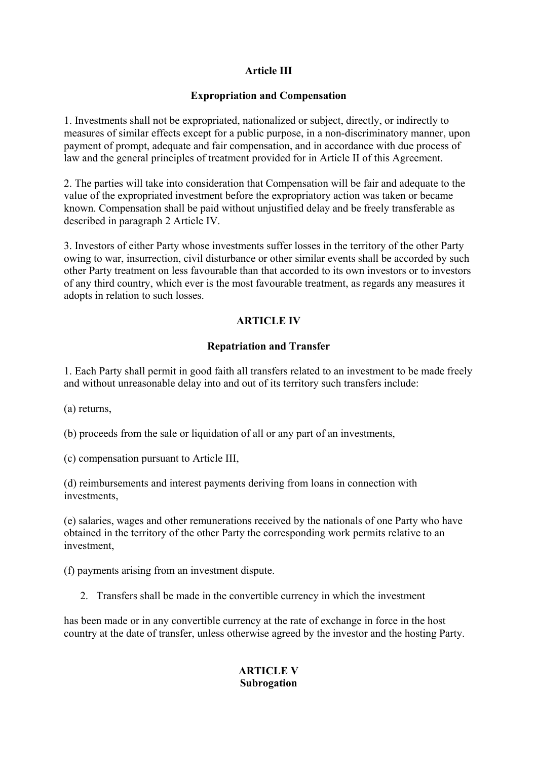## Article III

### Expropriation and Compensation

1. Investments shall not be expropriated, nationalized or subject, directly, or indirectly to measures of similar effects except for a public purpose, in a non-discriminatory manner, upon payment of prompt, adequate and fair compensation, and in accordance with due process of law and the general principles of treatment provided for in Article II of this Agreement.

2. The parties will take into consideration that Compensation will be fair and adequate to the value of the expropriated investment before the expropriatory action was taken or became known. Compensation shall be paid without unjustified delay and be freely transferable as described in paragraph 2 Article IV.

3. Investors of either Party whose investments suffer losses in the territory of the other Party owing to war, insurrection, civil disturbance or other similar events shall be accorded by such other Party treatment on less favourable than that accorded to its own investors or to investors of any third country, which ever is the most favourable treatment, as regards any measures it adopts in relation to such losses.

## ARTICLE IV

### Repatriation and Transfer

1. Each Party shall permit in good faith all transfers related to an investment to be made freely and without unreasonable delay into and out of its territory such transfers include:

(a) returns,

(b) proceeds from the sale or liquidation of all or any part of an investments,

(c) compensation pursuant to Article III,

(d) reimbursements and interest payments deriving from loans in connection with investments,

(e) salaries, wages and other remunerations received by the nationals of one Party who have obtained in the territory of the other Party the corresponding work permits relative to an investment,

(f) payments arising from an investment dispute.

2. Transfers shall be made in the convertible currency in which the investment has been made or in any convertible currency at the rate of exchange in force in the host country at the date of transfer, unless otherwise agreed by the investor and the hosting Party.

## ARTICLE V
### Subrogation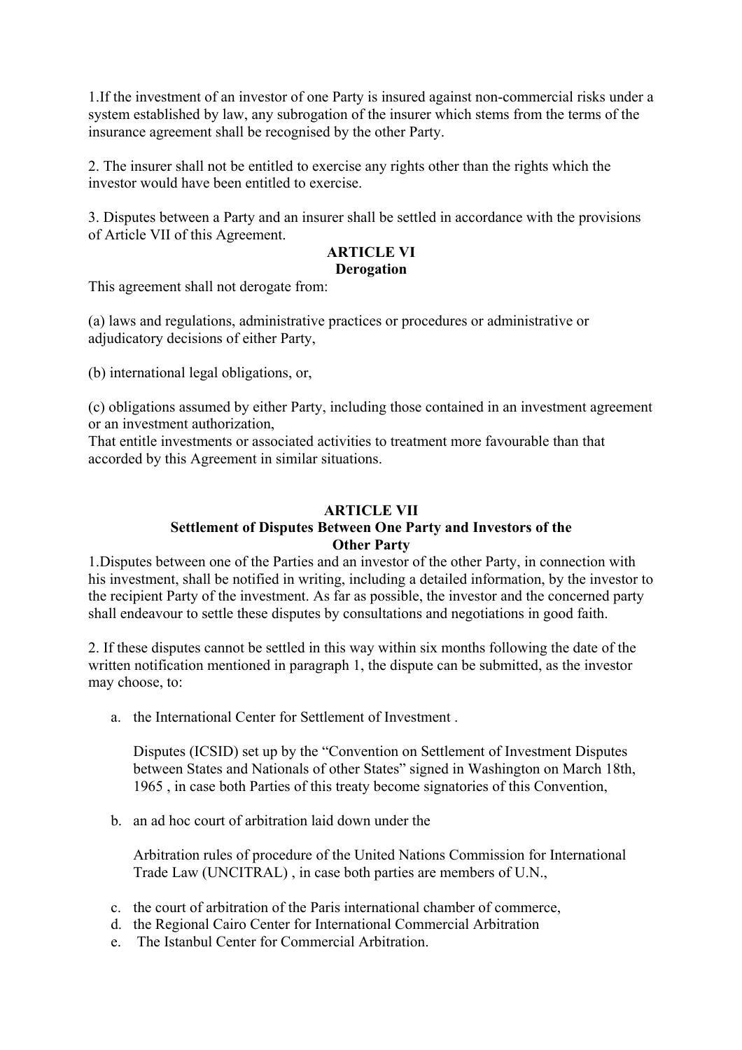1.If the investment of an investor of one Party is insured against non-commercial risks under a system established by law, any subrogation of the insurer which stems from the terms of the insurance agreement shall be recognised by the other Party.

2. The insurer shall not be entitled to exercise any rights other than the rights which the investor would have been entitled to exercise.

3. Disputes between a Party and an insurer shall be settled in accordance with the provisions of Article VII of this Agreement.

**ARTICLE VI**
**Derogation**

This agreement shall not derogate from:

(a) laws and regulations, administrative practices or procedures or administrative or adjudicatory decisions of either Party,

(b) international legal obligations, or,

(c) obligations assumed by either Party, including those contained in an investment agreement or an investment authorization,
That entitle investments or associated activities to treatment more favourable than that accorded by this Agreement in similar situations.

**ARTICLE VII**
**Settlement of Disputes Between One Party and Investors of the Other Party**

1.Disputes between one of the Parties and an investor of the other Party, in connection with his investment, shall be notified in writing, including a detailed information, by the investor to the recipient Party of the investment. As far as possible, the investor and the concerned party shall endeavour to settle these disputes by consultations and negotiations in good faith.

2. If these disputes cannot be settled in this way within six months following the date of the written notification mentioned in paragraph 1, the dispute can be submitted, as the investor may choose, to:

a. the International Center for Settlement of Investment .

   Disputes (ICSID) set up by the "Convention on Settlement of Investment Disputes between States and Nationals of other States" signed in Washington on March 18th, 1965 , in case both Parties of this treaty become signatories of this Convention,

b. an ad hoc court of arbitration laid down under the

   Arbitration rules of procedure of the United Nations Commission for International Trade Law (UNCITRAL) , in case both parties are members of U.N.,

c. the court of arbitration of the Paris international chamber of commerce,
d. the Regional Cairo Center for International Commercial Arbitration
e. The Istanbul Center for Commercial Arbitration.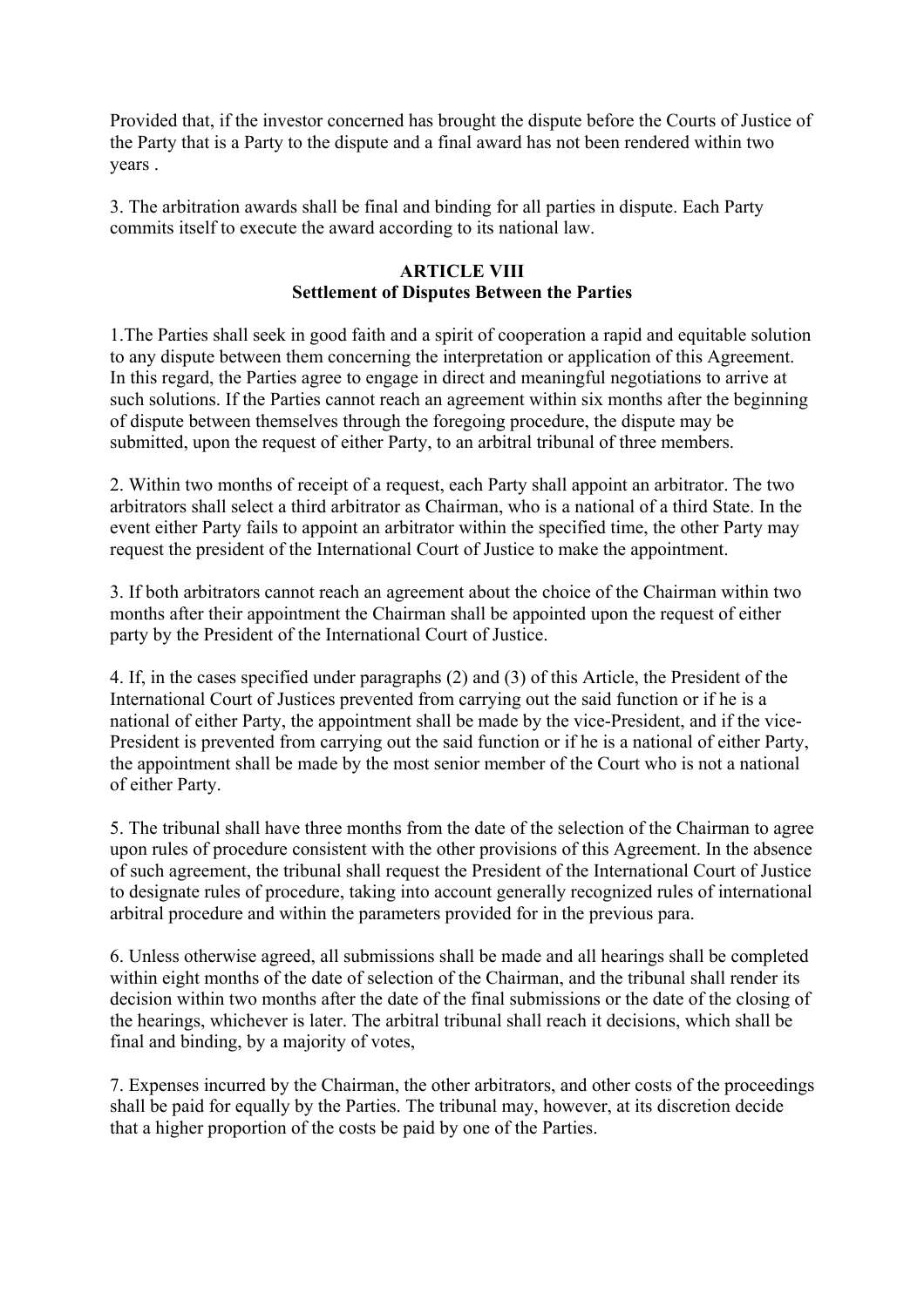Provided that, if the investor concerned has brought the dispute before the Courts of Justice of the Party that is a Party to the dispute and a final award has not been rendered within two years .

3. The arbitration awards shall be final and binding for all parties in dispute. Each Party commits itself to execute the award according to its national law.

**ARTICLE VIII**
**Settlement of Disputes Between the Parties**

1.The Parties shall seek in good faith and a spirit of cooperation a rapid and equitable solution to any dispute between them concerning the interpretation or application of this Agreement. In this regard, the Parties agree to engage in direct and meaningful negotiations to arrive at such solutions. If the Parties cannot reach an agreement within six months after the beginning of dispute between themselves through the foregoing procedure, the dispute may be submitted, upon the request of either Party, to an arbitral tribunal of three members.

2. Within two months of receipt of a request, each Party shall appoint an arbitrator. The two arbitrators shall select a third arbitrator as Chairman, who is a national of a third State. In the event either Party fails to appoint an arbitrator within the specified time, the other Party may request the president of the International Court of Justice to make the appointment.

3. If both arbitrators cannot reach an agreement about the choice of the Chairman within two months after their appointment the Chairman shall be appointed upon the request of either party by the President of the International Court of Justice.

4. If, in the cases specified under paragraphs (2) and (3) of this Article, the President of the International Court of Justices prevented from carrying out the said function or if he is a national of either Party, the appointment shall be made by the vice-President, and if the vice-President is prevented from carrying out the said function or if he is a national of either Party, the appointment shall be made by the most senior member of the Court who is not a national of either Party.

5. The tribunal shall have three months from the date of the selection of the Chairman to agree upon rules of procedure consistent with the other provisions of this Agreement. In the absence of such agreement, the tribunal shall request the President of the International Court of Justice to designate rules of procedure, taking into account generally recognized rules of international arbitral procedure and within the parameters provided for in the previous para.

6. Unless otherwise agreed, all submissions shall be made and all hearings shall be completed within eight months of the date of selection of the Chairman, and the tribunal shall render its decision within two months after the date of the final submissions or the date of the closing of the hearings, whichever is later. The arbitral tribunal shall reach it decisions, which shall be final and binding, by a majority of votes,

7. Expenses incurred by the Chairman, the other arbitrators, and other costs of the proceedings shall be paid for equally by the Parties. The tribunal may, however, at its discretion decide that a higher proportion of the costs be paid by one of the Parties.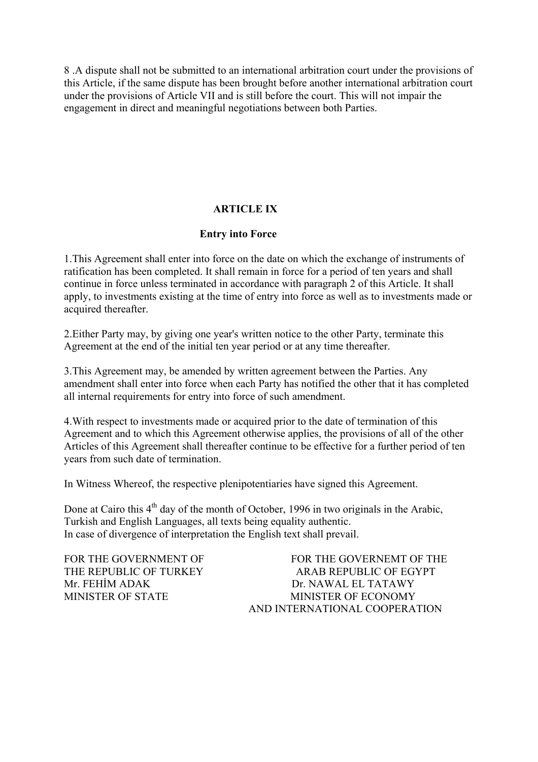8 .A dispute shall not be submitted to an international arbitration court under the provisions of this Article, if the same dispute has been brought before another international arbitration court under the provisions of Article VII and is still before the court. This will not impair the engagement in direct and meaningful negotiations between both Parties.

## ARTICLE IX

### Entry into Force

1.This Agreement shall enter into force on the date on which the exchange of instruments of ratification has been completed. It shall remain in force for a period of ten years and shall continue in force unless terminated in accordance with paragraph 2 of this Article. It shall apply, to investments existing at the time of entry into force as well as to investments made or acquired thereafter.

2.Either Party may, by giving one year's written notice to the other Party, terminate this Agreement at the end of the initial ten year period or at any time thereafter.

3.This Agreement may, be amended by written agreement between the Parties. Any amendment shall enter into force when each Party has notified the other that it has completed all internal requirements for entry into force of such amendment.

4.With respect to investments made or acquired prior to the date of termination of this Agreement and to which this Agreement otherwise applies, the provisions of all of the other Articles of this Agreement shall thereafter continue to be effective for a further period of ten years from such date of termination.

In Witness Whereof, the respective plenipotentiaries have signed this Agreement.

Done at Cairo this 4th day of the month of October, 1996 in two originals in the Arabic, Turkish and English Languages, all texts being equality authentic.
In case of divergence of interpretation the English text shall prevail.

FOR THE GOVERNMENT OF
THE REPUBLIC OF TURKEY
Mr. FEHİM ADAK
MINISTER OF STATE

FOR THE GOVERNEMT OF THE
ARAB REPUBLIC OF EGYPT
Dr. NAWAL EL TATAWY
MINISTER OF ECONOMY
AND INTERNATIONAL COOPERATION